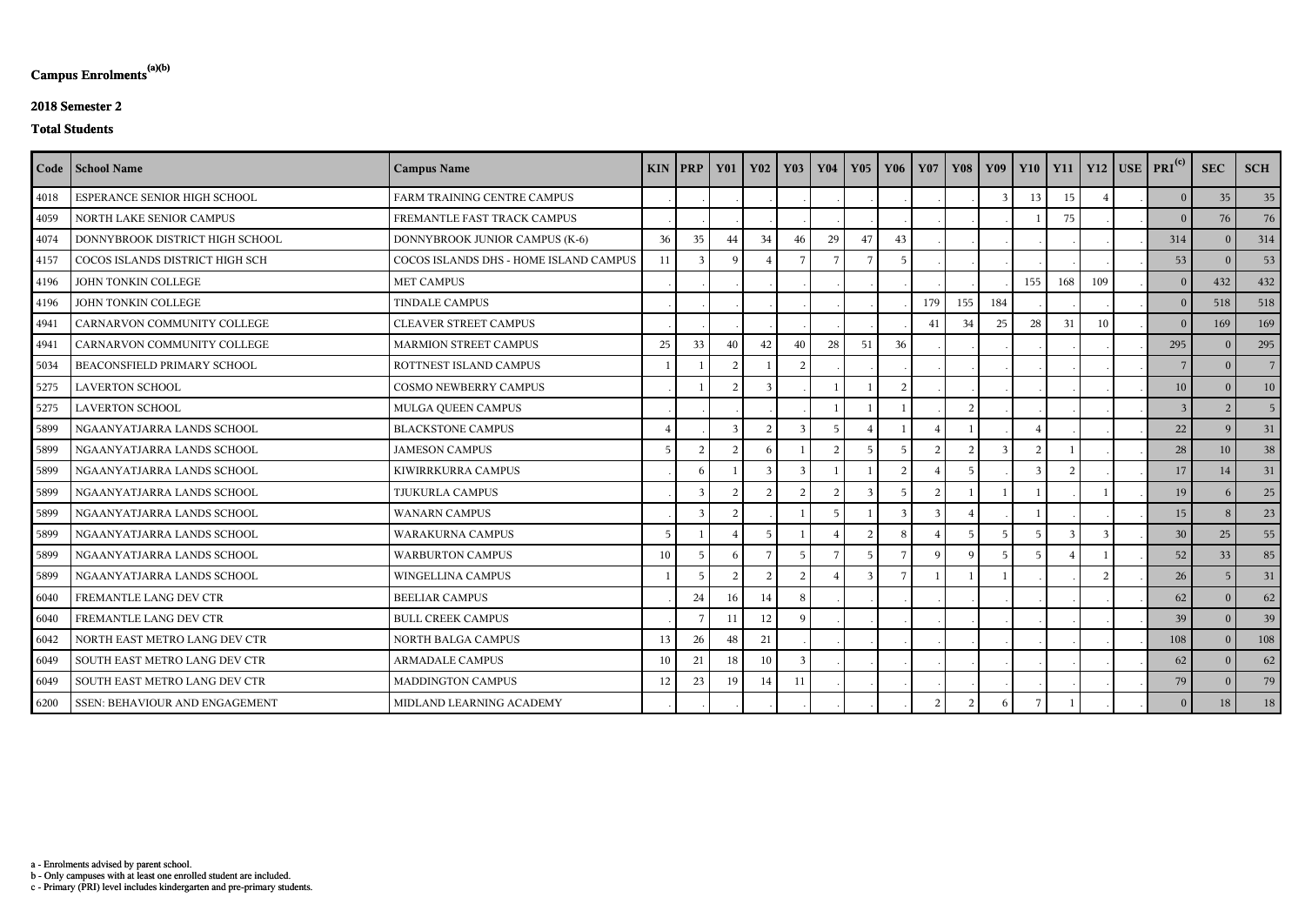**Campus Enrolments[(a)(b)]**

**2018 Semester 2**

**Total Students**

| Code | School Name | Campus Name | KIN | PRP | Y01 | Y02 | Y03 | Y04 | Y05 | Y06 | Y07 | Y08 | Y09 | Y10 | Y11 | Y12 | USE | PRI[(c)] | SEC | SCH |
|---|---|---|---|---|---|---|---|---|---|---|---|---|---|---|---|---|---|---|---|---|
| 4018 | ESPERANCE SENIOR HIGH SCHOOL | FARM TRAINING CENTRE CAMPUS | . | . | . | . | . | . | . | . | . | . | 3 | 13 | 15 | 4 | . | 0 | 35 | 35 |
| 4059 | NORTH LAKE SENIOR CAMPUS | FREMANTLE FAST TRACK CAMPUS | . | . | . | . | . | . | . | . | . | . | . | 1 | 75 | . | . | 0 | 76 | 76 |
| 4074 | DONNYBROOK DISTRICT HIGH SCHOOL | DONNYBROOK JUNIOR CAMPUS (K-6) | 36 | 35 | 44 | 34 | 46 | 29 | 47 | 43 | . | . | . | . | . | . | . | 314 | 0 | 314 |
| 4157 | COCOS ISLANDS DISTRICT HIGH SCH | COCOS ISLANDS DHS - HOME ISLAND CAMPUS | 11 | 3 | 9 | 4 | 7 | 7 | 7 | 5 | . | . | . | . | . | . | . | 53 | 0 | 53 |
| 4196 | JOHN TONKIN COLLEGE | MET CAMPUS | . | . | . | . | . | . | . | . | . | . | . | 155 | 168 | 109 | . | 0 | 432 | 432 |
| 4196 | JOHN TONKIN COLLEGE | TINDALE CAMPUS | . | . | . | . | . | . | . | . | 179 | 155 | 184 | . | . | . | . | 0 | 518 | 518 |
| 4941 | CARNARVON COMMUNITY COLLEGE | CLEAVER STREET CAMPUS | . | . | . | . | . | . | . | . | 41 | 34 | 25 | 28 | 31 | 10 | . | 0 | 169 | 169 |
| 4941 | CARNARVON COMMUNITY COLLEGE | MARMION STREET CAMPUS | 25 | 33 | 40 | 42 | 40 | 28 | 51 | 36 | . | . | . | . | . | . | . | 295 | 0 | 295 |
| 5034 | BEACONSFIELD PRIMARY SCHOOL | ROTTNEST ISLAND CAMPUS | 1 | 1 | 2 | 1 | 2 | . | . | . | . | . | . | . | . | . | . | 7 | 0 | 7 |
| 5275 | LAVERTON SCHOOL | COSMO NEWBERRY CAMPUS | . | 1 | 2 | 3 | . | 1 | 1 | 2 | . | . | . | . | . | . | . | 10 | 0 | 10 |
| 5275 | LAVERTON SCHOOL | MULGA QUEEN CAMPUS | . | . | . | . | . | 1 | 1 | 1 | . | 2 | . | . | . | . | . | 3 | 2 | 5 |
| 5899 | NGAANYATJARRA LANDS SCHOOL | BLACKSTONE CAMPUS | 4 | . | 3 | 2 | 3 | 5 | 4 | 1 | 4 | 1 | . | 4 | . | . | . | 22 | 9 | 31 |
| 5899 | NGAANYATJARRA LANDS SCHOOL | JAMESON CAMPUS | 5 | 2 | 2 | 6 | 1 | 2 | 5 | 5 | 2 | 2 | 3 | 2 | 1 | . | . | 28 | 10 | 38 |
| 5899 | NGAANYATJARRA LANDS SCHOOL | KIWIRRKURRA CAMPUS | . | 6 | 1 | 3 | 3 | 1 | 1 | 2 | 4 | 5 | . | 3 | 2 | . | . | 17 | 14 | 31 |
| 5899 | NGAANYATJARRA LANDS SCHOOL | TJUKURLA CAMPUS | . | 3 | 2 | 2 | 2 | 2 | 3 | 5 | 2 | 1 | 1 | 1 | . | 1 | . | 19 | 6 | 25 |
| 5899 | NGAANYATJARRA LANDS SCHOOL | WANARN CAMPUS | . | 3 | 2 | . | 1 | 5 | 1 | 3 | 3 | 4 | . | 1 | . | . | . | 15 | 8 | 23 |
| 5899 | NGAANYATJARRA LANDS SCHOOL | WARAKURNA CAMPUS | 5 | 1 | 4 | 5 | 1 | 4 | 2 | 8 | 4 | 5 | 5 | 5 | 3 | 3 | . | 30 | 25 | 55 |
| 5899 | NGAANYATJARRA LANDS SCHOOL | WARBURTON CAMPUS | 10 | 5 | 6 | 7 | 5 | 7 | 5 | 7 | 9 | 9 | 5 | 5 | 4 | 1 | . | 52 | 33 | 85 |
| 5899 | NGAANYATJARRA LANDS SCHOOL | WINGELLINA CAMPUS | 1 | 5 | 2 | 2 | 2 | 4 | 3 | 7 | 1 | 1 | 1 | . | . | 2 | . | 26 | 5 | 31 |
| 6040 | FREMANTLE LANG DEV CTR | BEELIAR CAMPUS | . | 24 | 16 | 14 | 8 | . | . | . | . | . | . | . | . | . | . | 62 | 0 | 62 |
| 6040 | FREMANTLE LANG DEV CTR | BULL CREEK CAMPUS | . | 7 | 11 | 12 | 9 | . | . | . | . | . | . | . | . | . | . | 39 | 0 | 39 |
| 6042 | NORTH EAST METRO LANG DEV CTR | NORTH BALGA CAMPUS | 13 | 26 | 48 | 21 | . | . | . | . | . | . | . | . | . | . | . | 108 | 0 | 108 |
| 6049 | SOUTH EAST METRO LANG DEV CTR | ARMADALE CAMPUS | 10 | 21 | 18 | 10 | 3 | . | . | . | . | . | . | . | . | . | . | 62 | 0 | 62 |
| 6049 | SOUTH EAST METRO LANG DEV CTR | MADDINGTON CAMPUS | 12 | 23 | 19 | 14 | 11 | . | . | . | . | . | . | . | . | . | . | 79 | 0 | 79 |
| 6200 | SSEN: BEHAVIOUR AND ENGAGEMENT | MIDLAND LEARNING ACADEMY | . | . | . | . | . | . | . | . | 2 | 2 | 6 | 7 | 1 | . | . | 0 | 18 | 18 |

a - Enrolments advised by parent school.
b - Only campuses with at least one enrolled student are included.
c - Primary (PRI) level includes kindergarten and pre-primary students.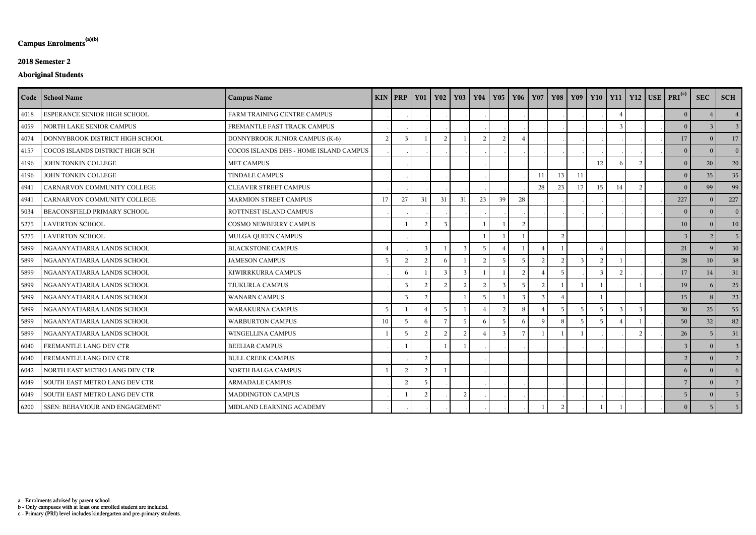**Campus Enrolments[(a)(b)]**

**2018 Semester 2**

**Aboriginal Students**

| Code | School Name | Campus Name | KIN | PRP | Y01 | Y02 | Y03 | Y04 | Y05 | Y06 | Y07 | Y08 | Y09 | Y10 | Y11 | Y12 | USE | PRI[(c)] | SEC | SCH |
|---|---|---|---|---|---|---|---|---|---|---|---|---|---|---|---|---|---|---|---|---|
| 4018 | ESPERANCE SENIOR HIGH SCHOOL | FARM TRAINING CENTRE CAMPUS | . | . | . | . | . | . | . | . | . | . | . | . | 4 | . | . | 0 | 4 | 4 |
| 4059 | NORTH LAKE SENIOR CAMPUS | FREMANTLE FAST TRACK CAMPUS | . | . | . | . | . | . | . | . | . | . | . | . | 3 | . | . | 0 | 3 | 3 |
| 4074 | DONNYBROOK DISTRICT HIGH SCHOOL | DONNYBROOK JUNIOR CAMPUS (K-6) | 2 | 3 | 1 | 2 | 1 | 2 | 2 | 4 | . | . | . | . | . | . | . | 17 | 0 | 17 |
| 4157 | COCOS ISLANDS DISTRICT HIGH SCH | COCOS ISLANDS DHS - HOME ISLAND CAMPUS | . | . | . | . | . | . | . | . | . | . | . | . | . | . | . | 0 | 0 | 0 |
| 4196 | JOHN TONKIN COLLEGE | MET CAMPUS | . | . | . | . | . | . | . | . | . | . | . | 12 | 6 | 2 | . | 0 | 20 | 20 |
| 4196 | JOHN TONKIN COLLEGE | TINDALE CAMPUS | . | . | . | . | . | . | . | . | 11 | 13 | 11 | . | . | . | . | 0 | 35 | 35 |
| 4941 | CARNARVON COMMUNITY COLLEGE | CLEAVER STREET CAMPUS | . | . | . | . | . | . | . | . | 28 | 23 | 17 | 15 | 14 | 2 | . | 0 | 99 | 99 |
| 4941 | CARNARVON COMMUNITY COLLEGE | MARMION STREET CAMPUS | 17 | 27 | 31 | 31 | 31 | 23 | 39 | 28 | . | . | . | . | . | . | . | 227 | 0 | 227 |
| 5034 | BEACONSFIELD PRIMARY SCHOOL | ROTTNEST ISLAND CAMPUS | . | . | . | . | . | . | . | . | . | . | . | . | . | . | . | 0 | 0 | 0 |
| 5275 | LAVERTON SCHOOL | COSMO NEWBERRY CAMPUS | . | 1 | 2 | 3 | . | 1 | 1 | 2 | . | . | . | . | . | . | . | 10 | 0 | 10 |
| 5275 | LAVERTON SCHOOL | MULGA QUEEN CAMPUS | . | . | . | . | . | 1 | 1 | 1 | . | 2 | . | . | . | . | . | 3 | 2 | 5 |
| 5899 | NGAANYATJARRA LANDS SCHOOL | BLACKSTONE CAMPUS | 4 | . | 3 | 1 | 3 | 5 | 4 | 1 | 4 | 1 | . | 4 | . | . | . | 21 | 9 | 30 |
| 5899 | NGAANYATJARRA LANDS SCHOOL | JAMESON CAMPUS | 5 | 2 | 2 | 6 | 1 | 2 | 5 | 5 | 2 | 2 | 3 | 2 | 1 | . | . | 28 | 10 | 38 |
| 5899 | NGAANYATJARRA LANDS SCHOOL | KIWIRRKURRA CAMPUS | . | 6 | 1 | 3 | 3 | 1 | 1 | 2 | 4 | 5 | . | 3 | 2 | . | . | 17 | 14 | 31 |
| 5899 | NGAANYATJARRA LANDS SCHOOL | TJUKURLA CAMPUS | . | 3 | 2 | 2 | 2 | 2 | 3 | 5 | 2 | 1 | 1 | 1 | . | 1 | . | 19 | 6 | 25 |
| 5899 | NGAANYATJARRA LANDS SCHOOL | WANARN CAMPUS | . | 3 | 2 | . | 1 | 5 | 1 | 3 | 3 | 4 | . | 1 | . | . | . | 15 | 8 | 23 |
| 5899 | NGAANYATJARRA LANDS SCHOOL | WARAKURNA CAMPUS | 5 | 1 | 4 | 5 | 1 | 4 | 2 | 8 | 4 | 5 | 5 | 5 | 3 | 3 | . | 30 | 25 | 55 |
| 5899 | NGAANYATJARRA LANDS SCHOOL | WARBURTON CAMPUS | 10 | 5 | 6 | 7 | 5 | 6 | 5 | 6 | 9 | 8 | 5 | 5 | 4 | 1 | . | 50 | 32 | 82 |
| 5899 | NGAANYATJARRA LANDS SCHOOL | WINGELLINA CAMPUS | 1 | 5 | 2 | 2 | 2 | 4 | 3 | 7 | 1 | 1 | 1 | . | . | 2 | . | 26 | 5 | 31 |
| 6040 | FREMANTLE LANG DEV CTR | BEELIAR CAMPUS | . | 1 | . | 1 | 1 | . | . | . | . | . | . | . | . | . | . | 3 | 0 | 3 |
| 6040 | FREMANTLE LANG DEV CTR | BULL CREEK CAMPUS | . | . | 2 | . | . | . | . | . | . | . | . | . | . | . | . | 2 | 0 | 2 |
| 6042 | NORTH EAST METRO LANG DEV CTR | NORTH BALGA CAMPUS | 1 | 2 | 2 | 1 | . | . | . | . | . | . | . | . | . | . | . | 6 | 0 | 6 |
| 6049 | SOUTH EAST METRO LANG DEV CTR | ARMADALE CAMPUS | . | 2 | 5 | . | . | . | . | . | . | . | . | . | . | . | . | 7 | 0 | 7 |
| 6049 | SOUTH EAST METRO LANG DEV CTR | MADDINGTON CAMPUS | . | 1 | 2 | . | 2 | . | . | . | . | . | . | . | . | . | . | 5 | 0 | 5 |
| 6200 | SSEN: BEHAVIOUR AND ENGAGEMENT | MIDLAND LEARNING ACADEMY | . | . | . | . | . | . | . | . | 1 | 2 | . | 1 | 1 | . | . | 0 | 5 | 5 |

a - Enrolments advised by parent school.
b - Only campuses with at least one enrolled student are included.
c - Primary (PRI) level includes kindergarten and pre-primary students.